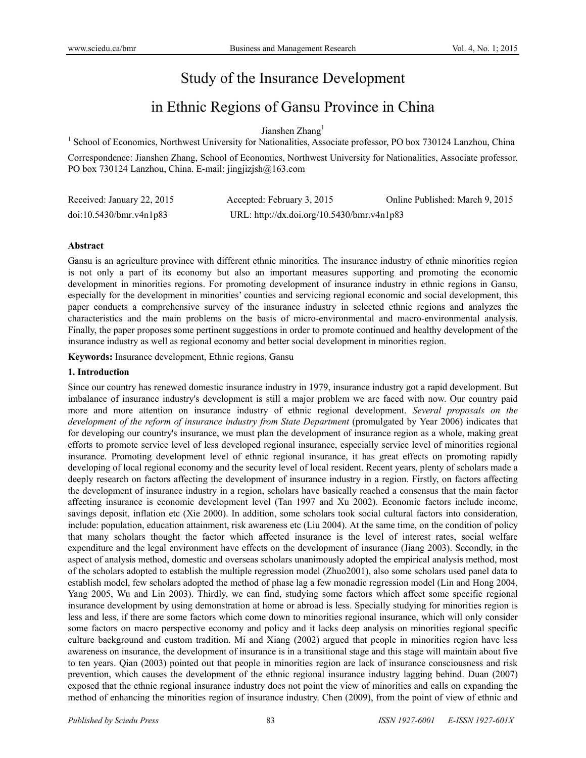# Study of the Insurance Development in Ethnic Regions of Gansu Province in China

Jianshen Zhang[1]

[1] School of Economics, Northwest University for Nationalities, Associate professor, PO box 730124 Lanzhou, China

Correspondence: Jianshen Zhang, School of Economics, Northwest University for Nationalities, Associate professor, PO box 730124 Lanzhou, China. E-mail: jingjizjsh@163.com

Received: January 22, 2015 Accepted: February 3, 2015 Online Published: March 9, 2015

doi:10.5430/bmr.v4n1p83 URL: http://dx.doi.org/10.5430/bmr.v4n1p83

**Abstract**

Gansu is an agriculture province with different ethnic minorities. The insurance industry of ethnic minorities region is not only a part of its economy but also an important measures supporting and promoting the economic development in minorities regions. For promoting development of insurance industry in ethnic regions in Gansu, especially for the development in minorities' counties and servicing regional economic and social development, this paper conducts a comprehensive survey of the insurance industry in selected ethnic regions and analyzes the characteristics and the main problems on the basis of micro-environmental and macro-environmental analysis. Finally, the paper proposes some pertinent suggestions in order to promote continued and healthy development of the insurance industry as well as regional economy and better social development in minorities region.

**Keywords:** Insurance development, Ethnic regions, Gansu

## 1. Introduction

Since our country has renewed domestic insurance industry in 1979, insurance industry got a rapid development. But imbalance of insurance industry's development is still a major problem we are faced with now. Our country paid more and more attention on insurance industry of ethnic regional development. *Several proposals on the development of the reform of insurance industry from State Department* (promulgated by Year 2006) indicates that for developing our country's insurance, we must plan the development of insurance region as a whole, making great efforts to promote service level of less developed regional insurance, especially service level of minorities regional insurance. Promoting development level of ethnic regional insurance, it has great effects on promoting rapidly developing of local regional economy and the security level of local resident. Recent years, plenty of scholars made a deeply research on factors affecting the development of insurance industry in a region. Firstly, on factors affecting the development of insurance industry in a region, scholars have basically reached a consensus that the main factor affecting insurance is economic development level (Tan 1997 and Xu 2002). Economic factors include income, savings deposit, inflation etc (Xie 2000). In addition, some scholars took social cultural factors into consideration, include: population, education attainment, risk awareness etc (Liu 2004). At the same time, on the condition of policy that many scholars thought the factor which affected insurance is the level of interest rates, social welfare expenditure and the legal environment have effects on the development of insurance (Jiang 2003). Secondly, in the aspect of analysis method, domestic and overseas scholars unanimously adopted the empirical analysis method, most of the scholars adopted to establish the multiple regression model (Zhuo2001), also some scholars used panel data to establish model, few scholars adopted the method of phase lag a few monadic regression model (Lin and Hong 2004, Yang 2005, Wu and Lin 2003). Thirdly, we can find, studying some factors which affect some specific regional insurance development by using demonstration at home or abroad is less. Specially studying for minorities region is less and less, if there are some factors which come down to minorities regional insurance, which will only consider some factors on macro perspective economy and policy and it lacks deep analysis on minorities regional specific culture background and custom tradition. Mi and Xiang (2002) argued that people in minorities region have less awareness on insurance, the development of insurance is in a transitional stage and this stage will maintain about five to ten years. Qian (2003) pointed out that people in minorities region are lack of insurance consciousness and risk prevention, which causes the development of the ethnic regional insurance industry lagging behind. Duan (2007) exposed that the ethnic regional insurance industry does not point the view of minorities and calls on expanding the method of enhancing the minorities region of insurance industry. Chen (2009), from the point of view of ethnic and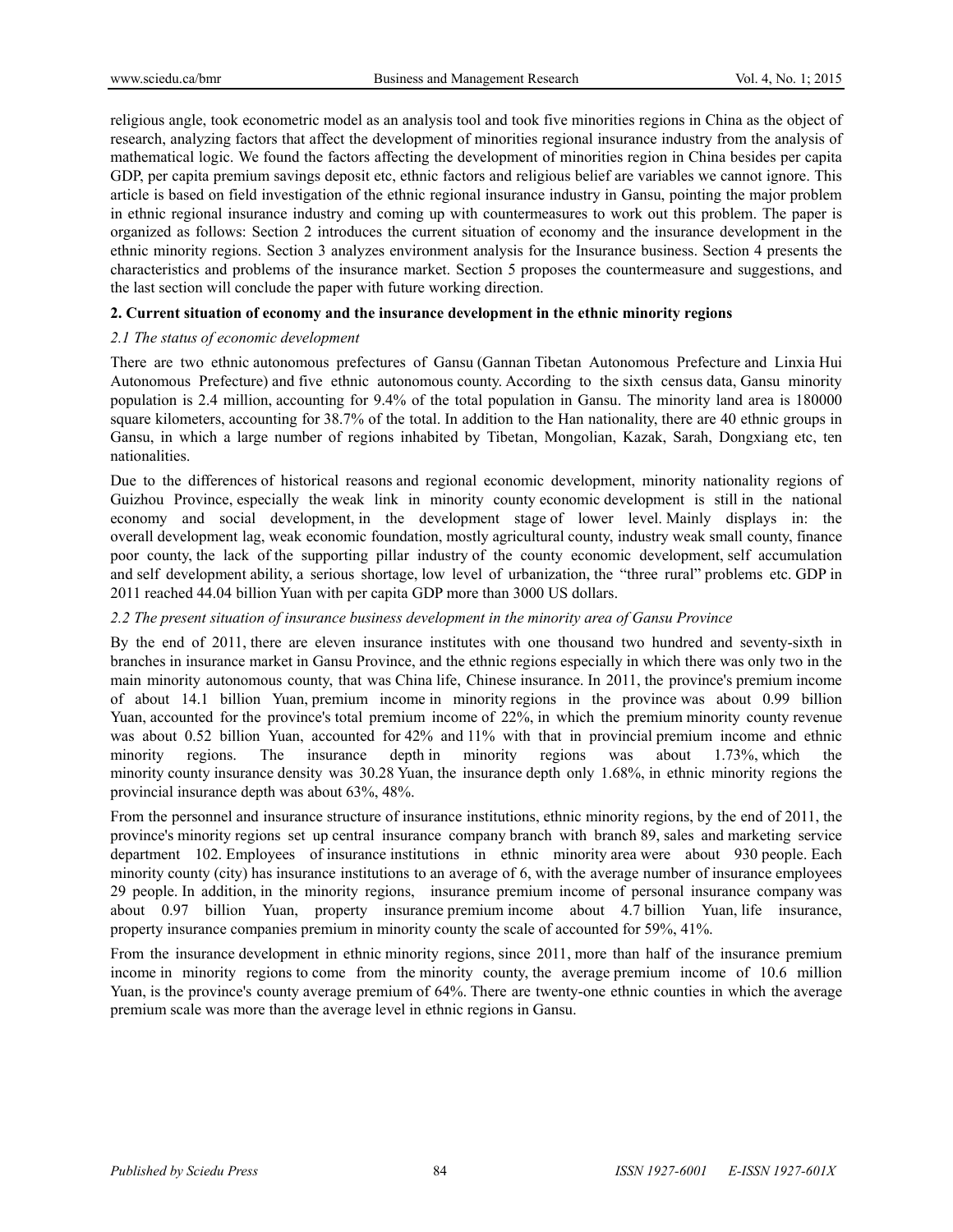religious angle, took econometric model as an analysis tool and took five minorities regions in China as the object of research, analyzing factors that affect the development of minorities regional insurance industry from the analysis of mathematical logic. We found the factors affecting the development of minorities region in China besides per capita GDP, per capita premium savings deposit etc, ethnic factors and religious belief are variables we cannot ignore. This article is based on field investigation of the ethnic regional insurance industry in Gansu, pointing the major problem in ethnic regional insurance industry and coming up with countermeasures to work out this problem. The paper is organized as follows: Section 2 introduces the current situation of economy and the insurance development in the ethnic minority regions. Section 3 analyzes environment analysis for the Insurance business. Section 4 presents the characteristics and problems of the insurance market. Section 5 proposes the countermeasure and suggestions, and the last section will conclude the paper with future working direction.

## 2. Current situation of economy and the insurance development in the ethnic minority regions

### *2.1 The status of economic development*

There are two ethnic autonomous prefectures of Gansu (Gannan Tibetan Autonomous Prefecture and Linxia Hui Autonomous Prefecture) and five ethnic autonomous county. According to the sixth census data, Gansu minority population is 2.4 million, accounting for 9.4% of the total population in Gansu. The minority land area is 180000 square kilometers, accounting for 38.7% of the total. In addition to the Han nationality, there are 40 ethnic groups in Gansu, in which a large number of regions inhabited by Tibetan, Mongolian, Kazak, Sarah, Dongxiang etc, ten nationalities.

Due to the differences of historical reasons and regional economic development, minority nationality regions of Guizhou Province, especially the weak link in minority county economic development is still in the national economy and social development, in the development stage of lower level. Mainly displays in: the overall development lag, weak economic foundation, mostly agricultural county, industry weak small county, finance poor county, the lack of the supporting pillar industry of the county economic development, self accumulation and self development ability, a serious shortage, low level of urbanization, the "three rural" problems etc. GDP in 2011 reached 44.04 billion Yuan with per capita GDP more than 3000 US dollars.

### *2.2 The present situation of insurance business development in the minority area of Gansu Province*

By the end of 2011, there are eleven insurance institutes with one thousand two hundred and seventy-sixth in branches in insurance market in Gansu Province, and the ethnic regions especially in which there was only two in the main minority autonomous county, that was China life, Chinese insurance. In 2011, the province's premium income of about 14.1 billion Yuan, premium income in minority regions in the province was about 0.99 billion Yuan, accounted for the province's total premium income of 22%, in which the premium minority county revenue was about 0.52 billion Yuan, accounted for 42% and 11% with that in provincial premium income and ethnic minority regions. The insurance depth in minority regions was about 1.73%, which the minority county insurance density was 30.28 Yuan, the insurance depth only 1.68%, in ethnic minority regions the provincial insurance depth was about 63%, 48%.

From the personnel and insurance structure of insurance institutions, ethnic minority regions, by the end of 2011, the province's minority regions set up central insurance company branch with branch 89, sales and marketing service department 102. Employees of insurance institutions in ethnic minority area were about 930 people. Each minority county (city) has insurance institutions to an average of 6, with the average number of insurance employees 29 people. In addition, in the minority regions, insurance premium income of personal insurance company was about 0.97 billion Yuan, property insurance premium income about 4.7 billion Yuan, life insurance, property insurance companies premium in minority county the scale of accounted for 59%, 41%.

From the insurance development in ethnic minority regions, since 2011, more than half of the insurance premium income in minority regions to come from the minority county, the average premium income of 10.6 million Yuan, is the province's county average premium of 64%. There are twenty-one ethnic counties in which the average premium scale was more than the average level in ethnic regions in Gansu.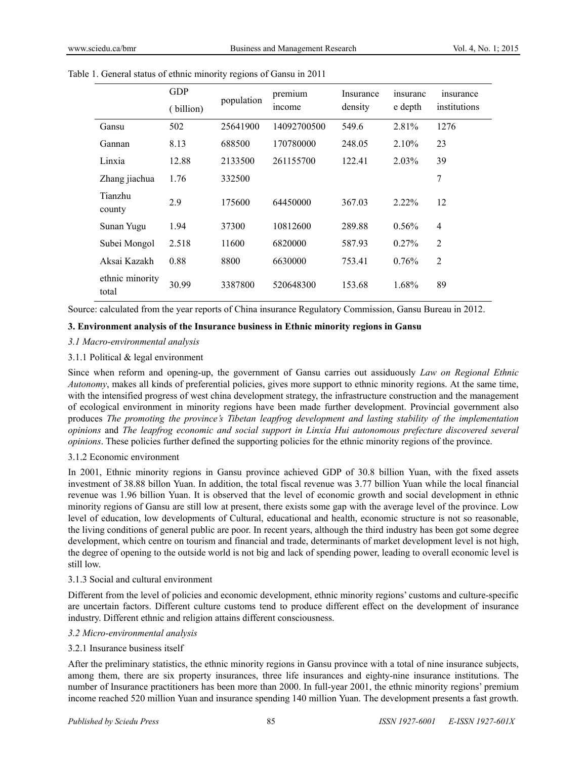Table 1. General status of ethnic minority regions of Gansu in 2011

| | GDP ( billion) | population | premium income | Insurance density | insuranc e depth | insurance institutions |
|---|---|---|---|---|---|---|
| Gansu | 502 | 25641900 | 14092700500 | 549.6 | 2.81% | 1276 |
| Gannan | 8.13 | 688500 | 170780000 | 248.05 | 2.10% | 23 |
| Linxia | 12.88 | 2133500 | 261155700 | 122.41 | 2.03% | 39 |
| Zhang jiachua | 1.76 | 332500 | | | | 7 |
| Tianzhu county | 2.9 | 175600 | 64450000 | 367.03 | 2.22% | 12 |
| Sunan Yugu | 1.94 | 37300 | 10812600 | 289.88 | 0.56% | 4 |
| Subei Mongol | 2.518 | 11600 | 6820000 | 587.93 | 0.27% | 2 |
| Aksai Kazakh | 0.88 | 8800 | 6630000 | 753.41 | 0.76% | 2 |
| ethnic minority total | 30.99 | 3387800 | 520648300 | 153.68 | 1.68% | 89 |

Source: calculated from the year reports of China insurance Regulatory Commission, Gansu Bureau in 2012.

## 3. Environment analysis of the Insurance business in Ethnic minority regions in Gansu

### *3.1 Macro-environmental analysis*

#### 3.1.1 Political & legal environment

Since when reform and opening-up, the government of Gansu carries out assiduously *Law on Regional Ethnic Autonomy*, makes all kinds of preferential policies, gives more support to ethnic minority regions. At the same time, with the intensified progress of west china development strategy, the infrastructure construction and the management of ecological environment in minority regions have been made further development. Provincial government also produces *The promoting the province's Tibetan leapfrog development and lasting stability of the implementation opinions* and *The leapfrog economic and social support in Linxia Hui autonomous prefecture discovered several opinions*. These policies further defined the supporting policies for the ethnic minority regions of the province.

#### 3.1.2 Economic environment

In 2001, Ethnic minority regions in Gansu province achieved GDP of 30.8 billion Yuan, with the fixed assets investment of 38.88 billon Yuan. In addition, the total fiscal revenue was 3.77 billion Yuan while the local financial revenue was 1.96 billion Yuan. It is observed that the level of economic growth and social development in ethnic minority regions of Gansu are still low at present, there exists some gap with the average level of the province. Low level of education, low developments of Cultural, educational and health, economic structure is not so reasonable, the living conditions of general public are poor. In recent years, although the third industry has been got some degree development, which centre on tourism and financial and trade, determinants of market development level is not high, the degree of opening to the outside world is not big and lack of spending power, leading to overall economic level is still low.

#### 3.1.3 Social and cultural environment

Different from the level of policies and economic development, ethnic minority regions' customs and culture-specific are uncertain factors. Different culture customs tend to produce different effect on the development of insurance industry. Different ethnic and religion attains different consciousness.

### *3.2 Micro-environmental analysis*

#### 3.2.1 Insurance business itself

After the preliminary statistics, the ethnic minority regions in Gansu province with a total of nine insurance subjects, among them, there are six property insurances, three life insurances and eighty-nine insurance institutions. The number of Insurance practitioners has been more than 2000. In full-year 2001, the ethnic minority regions' premium income reached 520 million Yuan and insurance spending 140 million Yuan. The development presents a fast growth.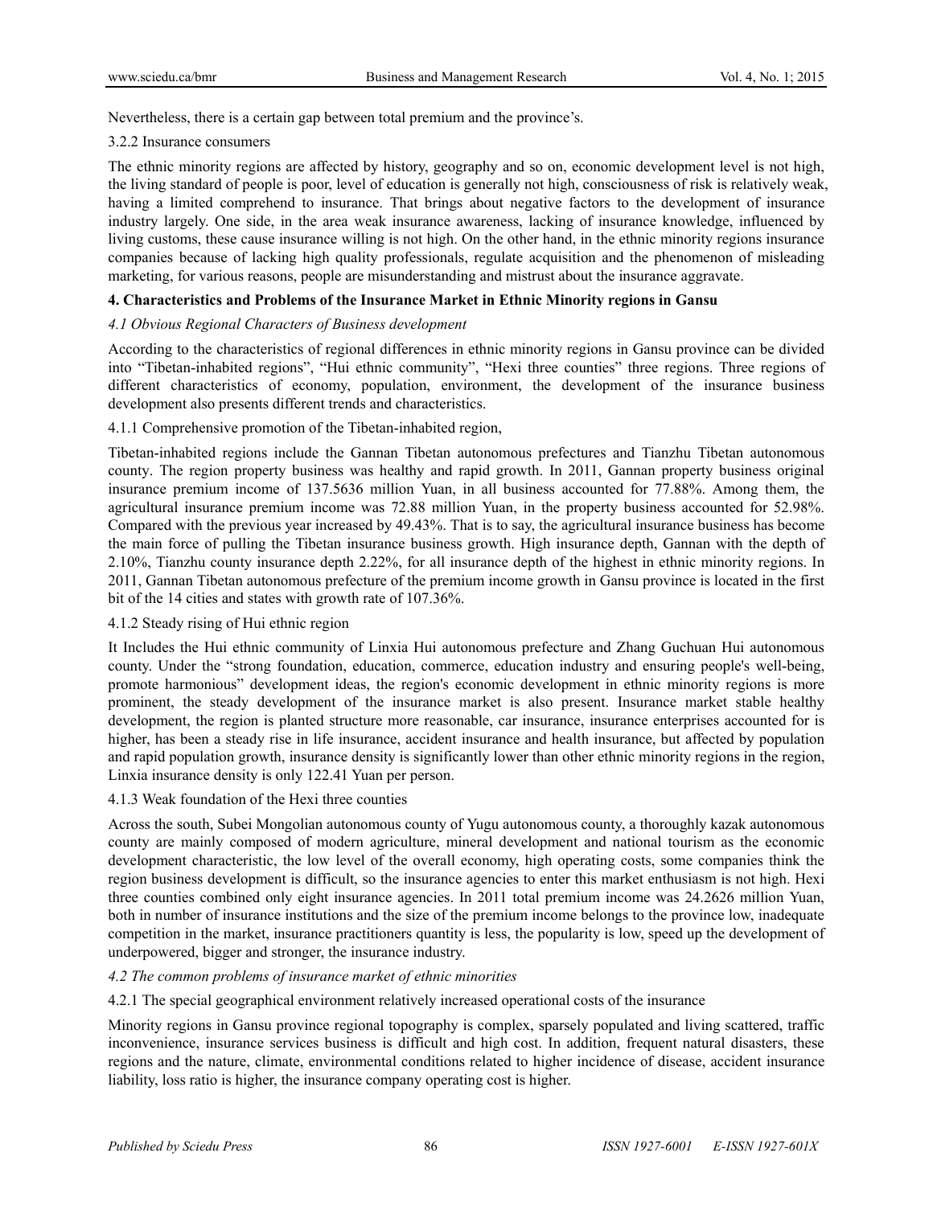Nevertheless, there is a certain gap between total premium and the province's.

3.2.2 Insurance consumers

The ethnic minority regions are affected by history, geography and so on, economic development level is not high, the living standard of people is poor, level of education is generally not high, consciousness of risk is relatively weak, having a limited comprehend to insurance. That brings about negative factors to the development of insurance industry largely. One side, in the area weak insurance awareness, lacking of insurance knowledge, influenced by living customs, these cause insurance willing is not high. On the other hand, in the ethnic minority regions insurance companies because of lacking high quality professionals, regulate acquisition and the phenomenon of misleading marketing, for various reasons, people are misunderstanding and mistrust about the insurance aggravate.

## 4. Characteristics and Problems of the Insurance Market in Ethnic Minority regions in Gansu

### *4.1 Obvious Regional Characters of Business development*

According to the characteristics of regional differences in ethnic minority regions in Gansu province can be divided into "Tibetan-inhabited regions", "Hui ethnic community", "Hexi three counties" three regions. Three regions of different characteristics of economy, population, environment, the development of the insurance business development also presents different trends and characteristics.

4.1.1 Comprehensive promotion of the Tibetan-inhabited region,

Tibetan-inhabited regions include the Gannan Tibetan autonomous prefectures and Tianzhu Tibetan autonomous county. The region property business was healthy and rapid growth. In 2011, Gannan property business original insurance premium income of 137.5636 million Yuan, in all business accounted for 77.88%. Among them, the agricultural insurance premium income was 72.88 million Yuan, in the property business accounted for 52.98%. Compared with the previous year increased by 49.43%. That is to say, the agricultural insurance business has become the main force of pulling the Tibetan insurance business growth. High insurance depth, Gannan with the depth of 2.10%, Tianzhu county insurance depth 2.22%, for all insurance depth of the highest in ethnic minority regions. In 2011, Gannan Tibetan autonomous prefecture of the premium income growth in Gansu province is located in the first bit of the 14 cities and states with growth rate of 107.36%.

4.1.2 Steady rising of Hui ethnic region

It Includes the Hui ethnic community of Linxia Hui autonomous prefecture and Zhang Guchuan Hui autonomous county. Under the "strong foundation, education, commerce, education industry and ensuring people's well-being, promote harmonious" development ideas, the region's economic development in ethnic minority regions is more prominent, the steady development of the insurance market is also present. Insurance market stable healthy development, the region is planted structure more reasonable, car insurance, insurance enterprises accounted for is higher, has been a steady rise in life insurance, accident insurance and health insurance, but affected by population and rapid population growth, insurance density is significantly lower than other ethnic minority regions in the region, Linxia insurance density is only 122.41 Yuan per person.

4.1.3 Weak foundation of the Hexi three counties

Across the south, Subei Mongolian autonomous county of Yugu autonomous county, a thoroughly kazak autonomous county are mainly composed of modern agriculture, mineral development and national tourism as the economic development characteristic, the low level of the overall economy, high operating costs, some companies think the region business development is difficult, so the insurance agencies to enter this market enthusiasm is not high. Hexi three counties combined only eight insurance agencies. In 2011 total premium income was 24.2626 million Yuan, both in number of insurance institutions and the size of the premium income belongs to the province low, inadequate competition in the market, insurance practitioners quantity is less, the popularity is low, speed up the development of underpowered, bigger and stronger, the insurance industry.

### *4.2 The common problems of insurance market of ethnic minorities*

4.2.1 The special geographical environment relatively increased operational costs of the insurance

Minority regions in Gansu province regional topography is complex, sparsely populated and living scattered, traffic inconvenience, insurance services business is difficult and high cost. In addition, frequent natural disasters, these regions and the nature, climate, environmental conditions related to higher incidence of disease, accident insurance liability, loss ratio is higher, the insurance company operating cost is higher.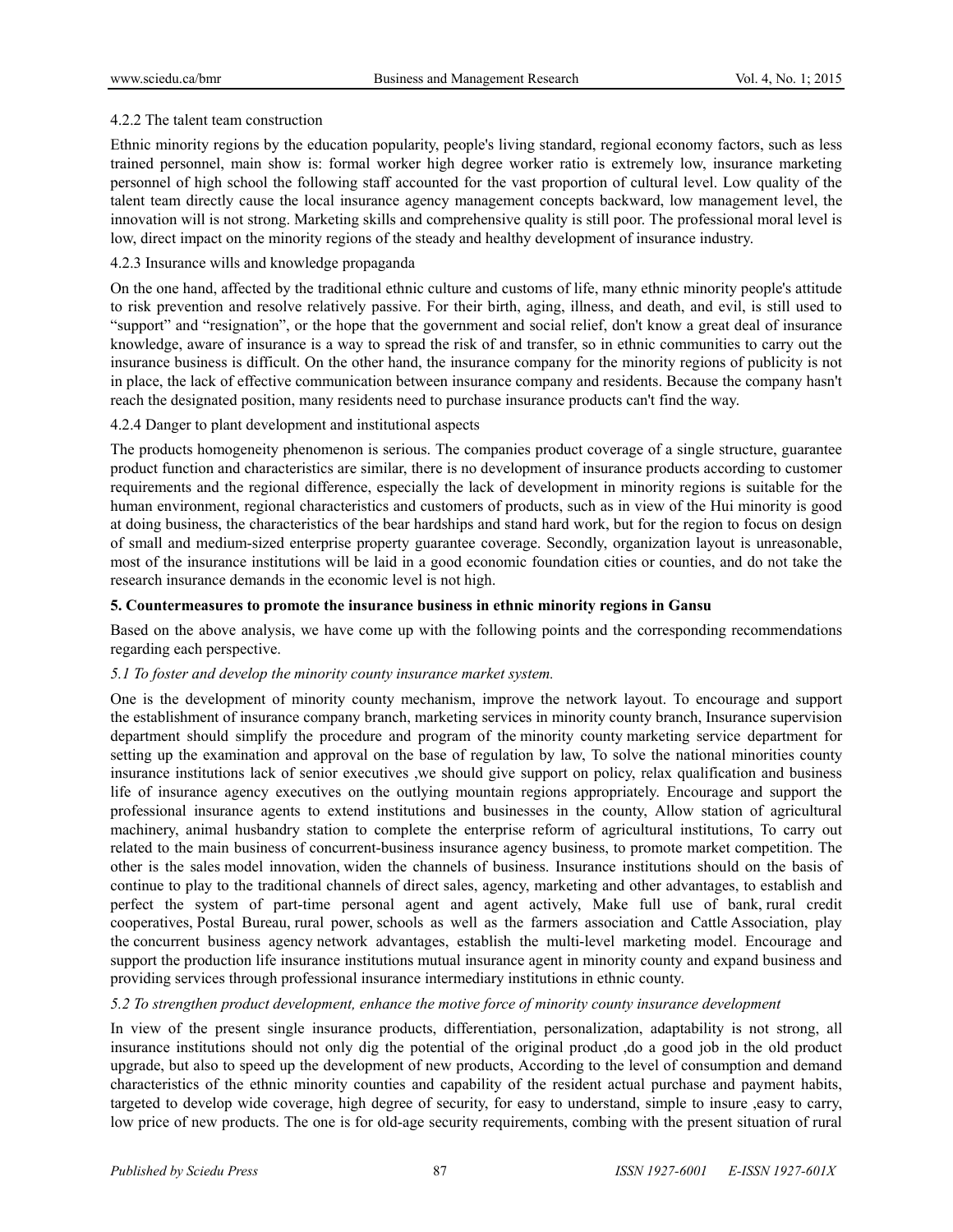#### 4.2.2 The talent team construction

Ethnic minority regions by the education popularity, people's living standard, regional economy factors, such as less trained personnel, main show is: formal worker high degree worker ratio is extremely low, insurance marketing personnel of high school the following staff accounted for the vast proportion of cultural level. Low quality of the talent team directly cause the local insurance agency management concepts backward, low management level, the innovation will is not strong. Marketing skills and comprehensive quality is still poor. The professional moral level is low, direct impact on the minority regions of the steady and healthy development of insurance industry.

#### 4.2.3 Insurance wills and knowledge propaganda

On the one hand, affected by the traditional ethnic culture and customs of life, many ethnic minority people's attitude to risk prevention and resolve relatively passive. For their birth, aging, illness, and death, and evil, is still used to "support" and "resignation", or the hope that the government and social relief, don't know a great deal of insurance knowledge, aware of insurance is a way to spread the risk of and transfer, so in ethnic communities to carry out the insurance business is difficult. On the other hand, the insurance company for the minority regions of publicity is not in place, the lack of effective communication between insurance company and residents. Because the company hasn't reach the designated position, many residents need to purchase insurance products can't find the way.

#### 4.2.4 Danger to plant development and institutional aspects

The products homogeneity phenomenon is serious. The companies product coverage of a single structure, guarantee product function and characteristics are similar, there is no development of insurance products according to customer requirements and the regional difference, especially the lack of development in minority regions is suitable for the human environment, regional characteristics and customers of products, such as in view of the Hui minority is good at doing business, the characteristics of the bear hardships and stand hard work, but for the region to focus on design of small and medium-sized enterprise property guarantee coverage. Secondly, organization layout is unreasonable, most of the insurance institutions will be laid in a good economic foundation cities or counties, and do not take the research insurance demands in the economic level is not high.

## 5. Countermeasures to promote the insurance business in ethnic minority regions in Gansu

Based on the above analysis, we have come up with the following points and the corresponding recommendations regarding each perspective.

### *5.1 To foster and develop the minority county insurance market system.*

One is the development of minority county mechanism, improve the network layout. To encourage and support the establishment of insurance company branch, marketing services in minority county branch, Insurance supervision department should simplify the procedure and program of the minority county marketing service department for setting up the examination and approval on the base of regulation by law, To solve the national minorities county insurance institutions lack of senior executives ,we should give support on policy, relax qualification and business life of insurance agency executives on the outlying mountain regions appropriately. Encourage and support the professional insurance agents to extend institutions and businesses in the county, Allow station of agricultural machinery, animal husbandry station to complete the enterprise reform of agricultural institutions, To carry out related to the main business of concurrent-business insurance agency business, to promote market competition. The other is the sales model innovation, widen the channels of business. Insurance institutions should on the basis of continue to play to the traditional channels of direct sales, agency, marketing and other advantages, to establish and perfect the system of part-time personal agent and agent actively, Make full use of bank, rural credit cooperatives, Postal Bureau, rural power, schools as well as the farmers association and Cattle Association, play the concurrent business agency network advantages, establish the multi-level marketing model. Encourage and support the production life insurance institutions mutual insurance agent in minority county and expand business and providing services through professional insurance intermediary institutions in ethnic county.

### *5.2 To strengthen product development, enhance the motive force of minority county insurance development*

In view of the present single insurance products, differentiation, personalization, adaptability is not strong, all insurance institutions should not only dig the potential of the original product ,do a good job in the old product upgrade, but also to speed up the development of new products, According to the level of consumption and demand characteristics of the ethnic minority counties and capability of the resident actual purchase and payment habits, targeted to develop wide coverage, high degree of security, for easy to understand, simple to insure ,easy to carry, low price of new products. The one is for old-age security requirements, combing with the present situation of rural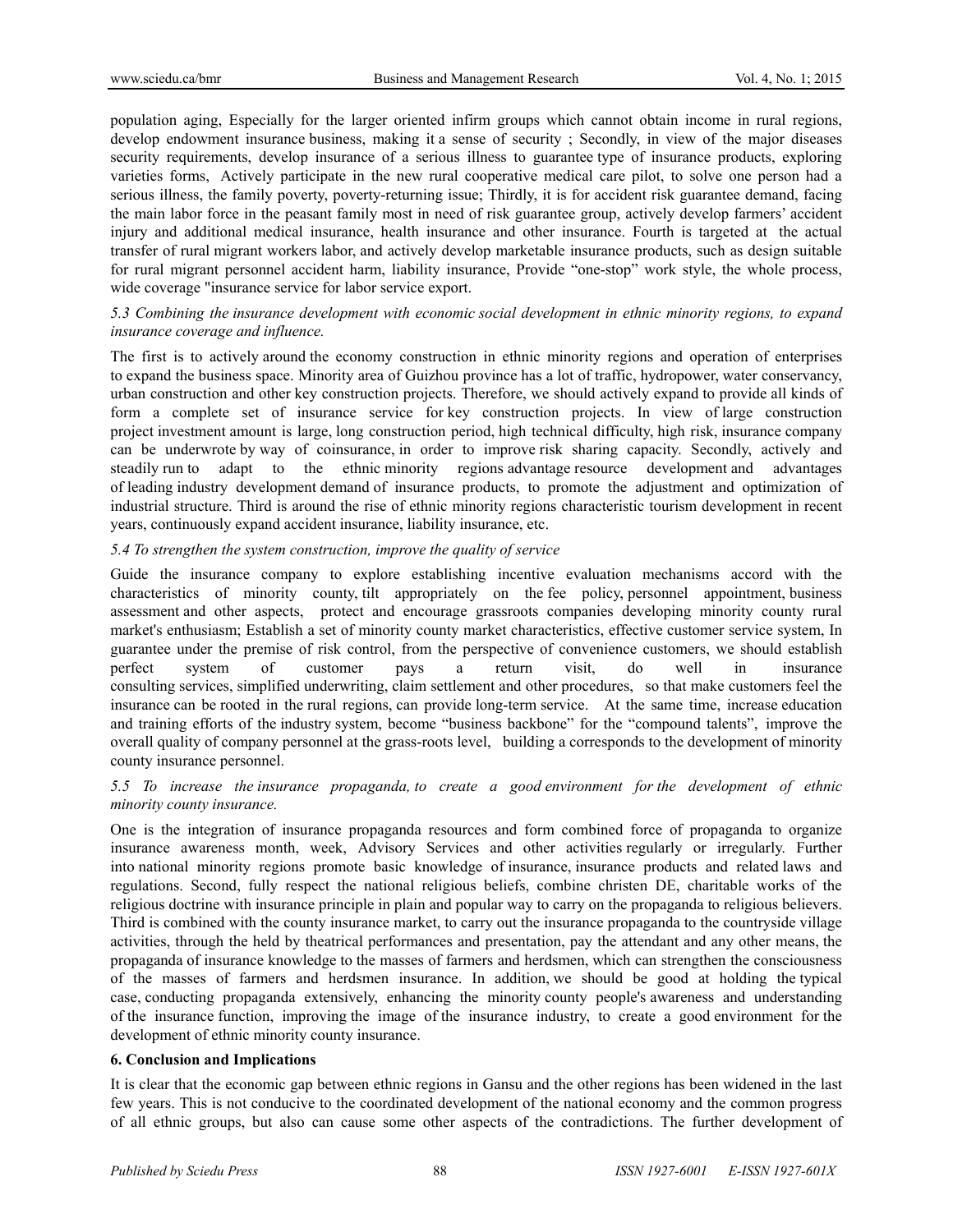population aging, Especially for the larger oriented infirm groups which cannot obtain income in rural regions, develop endowment insurance business, making it a sense of security ; Secondly, in view of the major diseases security requirements, develop insurance of a serious illness to guarantee type of insurance products, exploring varieties forms, Actively participate in the new rural cooperative medical care pilot, to solve one person had a serious illness, the family poverty, poverty-returning issue; Thirdly, it is for accident risk guarantee demand, facing the main labor force in the peasant family most in need of risk guarantee group, actively develop farmers' accident injury and additional medical insurance, health insurance and other insurance. Fourth is targeted at the actual transfer of rural migrant workers labor, and actively develop marketable insurance products, such as design suitable for rural migrant personnel accident harm, liability insurance, Provide "one-stop" work style, the whole process, wide coverage "insurance service for labor service export.

*5.3 Combining the insurance development with economic social development in ethnic minority regions, to expand insurance coverage and influence.*

The first is to actively around the economy construction in ethnic minority regions and operation of enterprises to expand the business space. Minority area of Guizhou province has a lot of traffic, hydropower, water conservancy, urban construction and other key construction projects. Therefore, we should actively expand to provide all kinds of form a complete set of insurance service for key construction projects. In view of large construction project investment amount is large, long construction period, high technical difficulty, high risk, insurance company can be underwrote by way of coinsurance, in order to improve risk sharing capacity. Secondly, actively and steadily run to adapt to the ethnic minority regions advantage resource development and advantages of leading industry development demand of insurance products, to promote the adjustment and optimization of industrial structure. Third is around the rise of ethnic minority regions characteristic tourism development in recent years, continuously expand accident insurance, liability insurance, etc.

*5.4 To strengthen the system construction, improve the quality of service*

Guide the insurance company to explore establishing incentive evaluation mechanisms accord with the characteristics of minority county, tilt appropriately on the fee policy, personnel appointment, business assessment and other aspects, protect and encourage grassroots companies developing minority county rural market's enthusiasm; Establish a set of minority county market characteristics, effective customer service system, In guarantee under the premise of risk control, from the perspective of convenience customers, we should establish perfect system of customer pays a return visit, do well in insurance consulting services, simplified underwriting, claim settlement and other procedures, so that make customers feel the insurance can be rooted in the rural regions, can provide long-term service. At the same time, increase education and training efforts of the industry system, become "business backbone" for the "compound talents", improve the overall quality of company personnel at the grass-roots level, building a corresponds to the development of minority county insurance personnel.

*5.5 To increase the insurance propaganda, to create a good environment for the development of ethnic minority county insurance.*

One is the integration of insurance propaganda resources and form combined force of propaganda to organize insurance awareness month, week, Advisory Services and other activities regularly or irregularly. Further into national minority regions promote basic knowledge of insurance, insurance products and related laws and regulations. Second, fully respect the national religious beliefs, combine christen DE, charitable works of the religious doctrine with insurance principle in plain and popular way to carry on the propaganda to religious believers. Third is combined with the county insurance market, to carry out the insurance propaganda to the countryside village activities, through the held by theatrical performances and presentation, pay the attendant and any other means, the propaganda of insurance knowledge to the masses of farmers and herdsmen, which can strengthen the consciousness of the masses of farmers and herdsmen insurance. In addition, we should be good at holding the typical case, conducting propaganda extensively, enhancing the minority county people's awareness and understanding of the insurance function, improving the image of the insurance industry, to create a good environment for the development of ethnic minority county insurance.

## 6. Conclusion and Implications

It is clear that the economic gap between ethnic regions in Gansu and the other regions has been widened in the last few years. This is not conducive to the coordinated development of the national economy and the common progress of all ethnic groups, but also can cause some other aspects of the contradictions. The further development of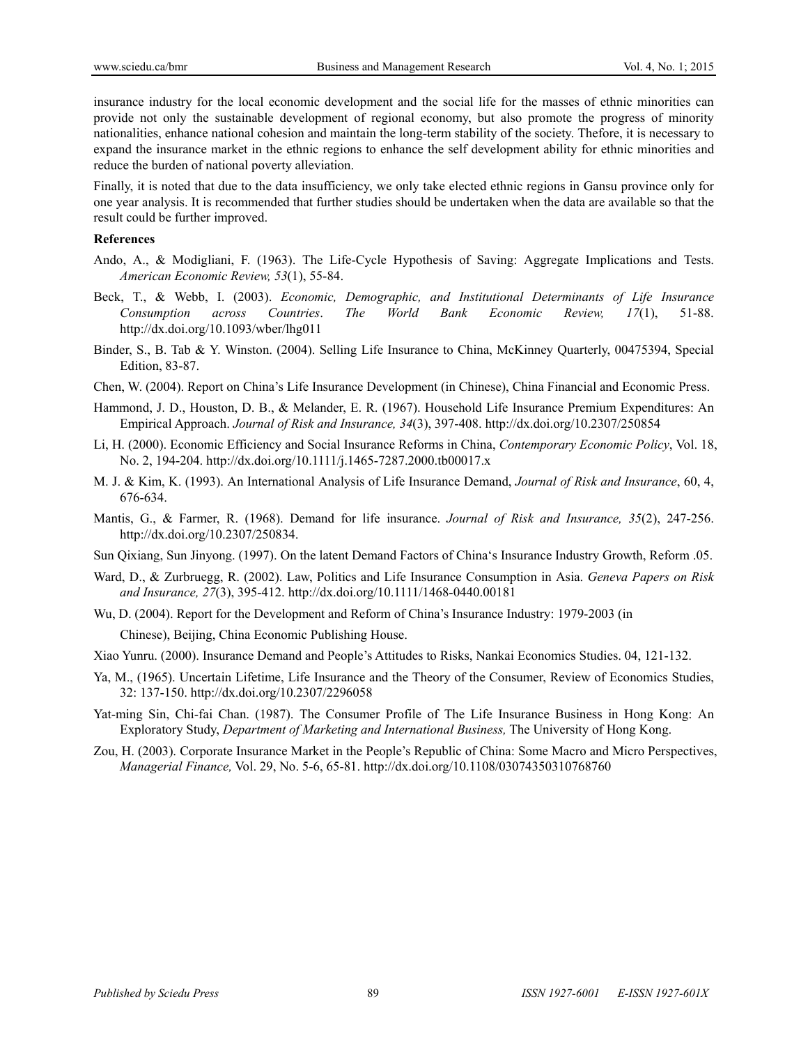insurance industry for the local economic development and the social life for the masses of ethnic minorities can provide not only the sustainable development of regional economy, but also promote the progress of minority nationalities, enhance national cohesion and maintain the long-term stability of the society. Thefore, it is necessary to expand the insurance market in the ethnic regions to enhance the self development ability for ethnic minorities and reduce the burden of national poverty alleviation.

Finally, it is noted that due to the data insufficiency, we only take elected ethnic regions in Gansu province only for one year analysis. It is recommended that further studies should be undertaken when the data are available so that the result could be further improved.

**References**

Ando, A., & Modigliani, F. (1963). The Life-Cycle Hypothesis of Saving: Aggregate Implications and Tests. *American Economic Review, 53*(1), 55-84.

Beck, T., & Webb, I. (2003). *Economic, Demographic, and Institutional Determinants of Life Insurance Consumption across Countries*. *The World Bank Economic Review, 17*(1), 51-88. http://dx.doi.org/10.1093/wber/lhg011

Binder, S., B. Tab & Y. Winston. (2004). Selling Life Insurance to China, McKinney Quarterly, 00475394, Special Edition, 83-87.

Chen, W. (2004). Report on China's Life Insurance Development (in Chinese), China Financial and Economic Press.

Hammond, J. D., Houston, D. B., & Melander, E. R. (1967). Household Life Insurance Premium Expenditures: An Empirical Approach. *Journal of Risk and Insurance, 34*(3), 397-408. http://dx.doi.org/10.2307/250854

Li, H. (2000). Economic Efficiency and Social Insurance Reforms in China, *Contemporary Economic Policy*, Vol. 18, No. 2, 194-204. http://dx.doi.org/10.1111/j.1465-7287.2000.tb00017.x

M. J. & Kim, K. (1993). An International Analysis of Life Insurance Demand, *Journal of Risk and Insurance*, 60, 4, 676-634.

Mantis, G., & Farmer, R. (1968). Demand for life insurance. *Journal of Risk and Insurance, 35*(2), 247-256. http://dx.doi.org/10.2307/250834.

Sun Qixiang, Sun Jinyong. (1997). On the latent Demand Factors of China's Insurance Industry Growth, Reform .05.

Ward, D., & Zurbruegg, R. (2002). Law, Politics and Life Insurance Consumption in Asia. *Geneva Papers on Risk and Insurance, 27*(3), 395-412. http://dx.doi.org/10.1111/1468-0440.00181

Wu, D. (2004). Report for the Development and Reform of China's Insurance Industry: 1979-2003 (in Chinese), Beijing, China Economic Publishing House.

Xiao Yunru. (2000). Insurance Demand and People's Attitudes to Risks, Nankai Economics Studies. 04, 121-132.

Ya, M., (1965). Uncertain Lifetime, Life Insurance and the Theory of the Consumer, Review of Economics Studies, 32: 137-150. http://dx.doi.org/10.2307/2296058

Yat-ming Sin, Chi-fai Chan. (1987). The Consumer Profile of The Life Insurance Business in Hong Kong: An Exploratory Study, *Department of Marketing and International Business,* The University of Hong Kong.

Zou, H. (2003). Corporate Insurance Market in the People's Republic of China: Some Macro and Micro Perspectives, *Managerial Finance,* Vol. 29, No. 5-6, 65-81. http://dx.doi.org/10.1108/03074350310768760